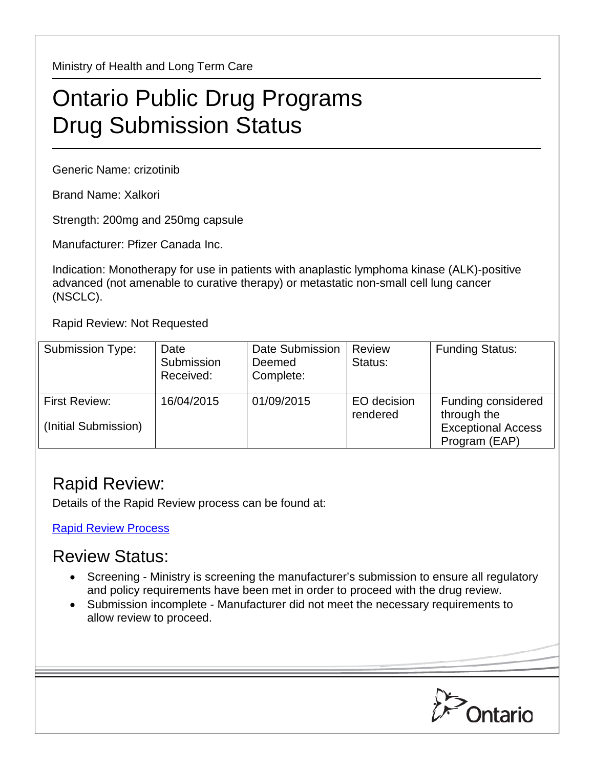Ministry of Health and Long Term Care

# Ontario Public Drug Programs
# Drug Submission Status

Generic Name: crizotinib

Brand Name: Xalkori

Strength: 200mg and 250mg capsule

Manufacturer: Pfizer Canada Inc.

Indication: Monotherapy for use in patients with anaplastic lymphoma kinase (ALK)-positive advanced (not amenable to curative therapy) or metastatic non-small cell lung cancer (NSCLC).

Rapid Review: Not Requested

| Submission Type: | Date Submission Received: | Date Submission Deemed Complete: | Review Status: | Funding Status: |
|---|---|---|---|---|
| First Review: (Initial Submission) | 16/04/2015 | 01/09/2015 | EO decision rendered | Funding considered through the Exceptional Access Program (EAP) |

## Rapid Review:

Details of the Rapid Review process can be found at:

[Rapid Review Process]

## Review Status:

- Screening - Ministry is screening the manufacturer's submission to ensure all regulatory and policy requirements have been met in order to proceed with the drug review.
- Submission incomplete - Manufacturer did not meet the necessary requirements to allow review to proceed.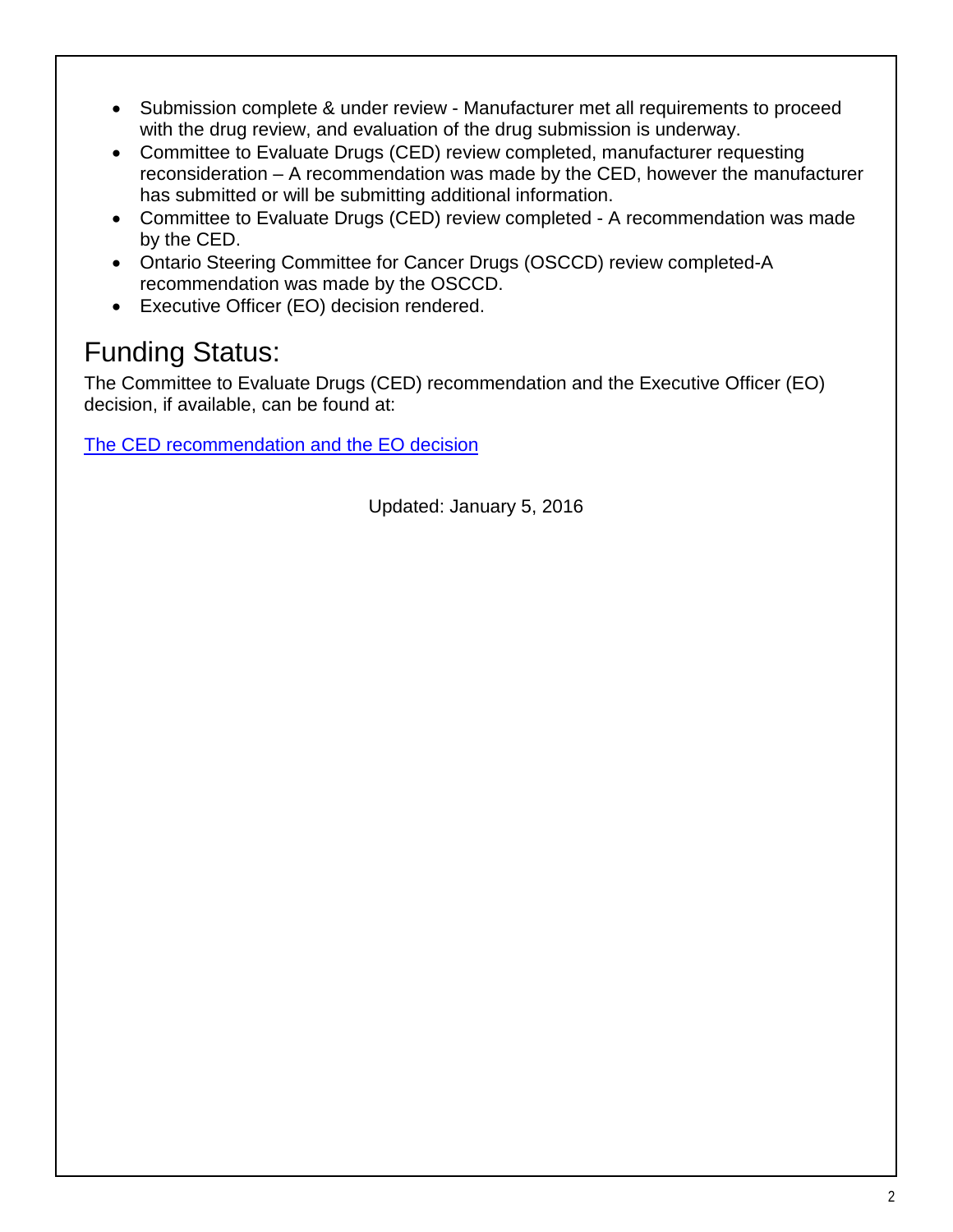- Submission complete & under review - Manufacturer met all requirements to proceed with the drug review, and evaluation of the drug submission is underway.
- Committee to Evaluate Drugs (CED) review completed, manufacturer requesting reconsideration – A recommendation was made by the CED, however the manufacturer has submitted or will be submitting additional information.
- Committee to Evaluate Drugs (CED) review completed - A recommendation was made by the CED.
- Ontario Steering Committee for Cancer Drugs (OSCCD) review completed-A recommendation was made by the OSCCD.
- Executive Officer (EO) decision rendered.

## Funding Status:

The Committee to Evaluate Drugs (CED) recommendation and the Executive Officer (EO) decision, if available, can be found at:

The CED recommendation and the EO decision

Updated: January 5, 2016